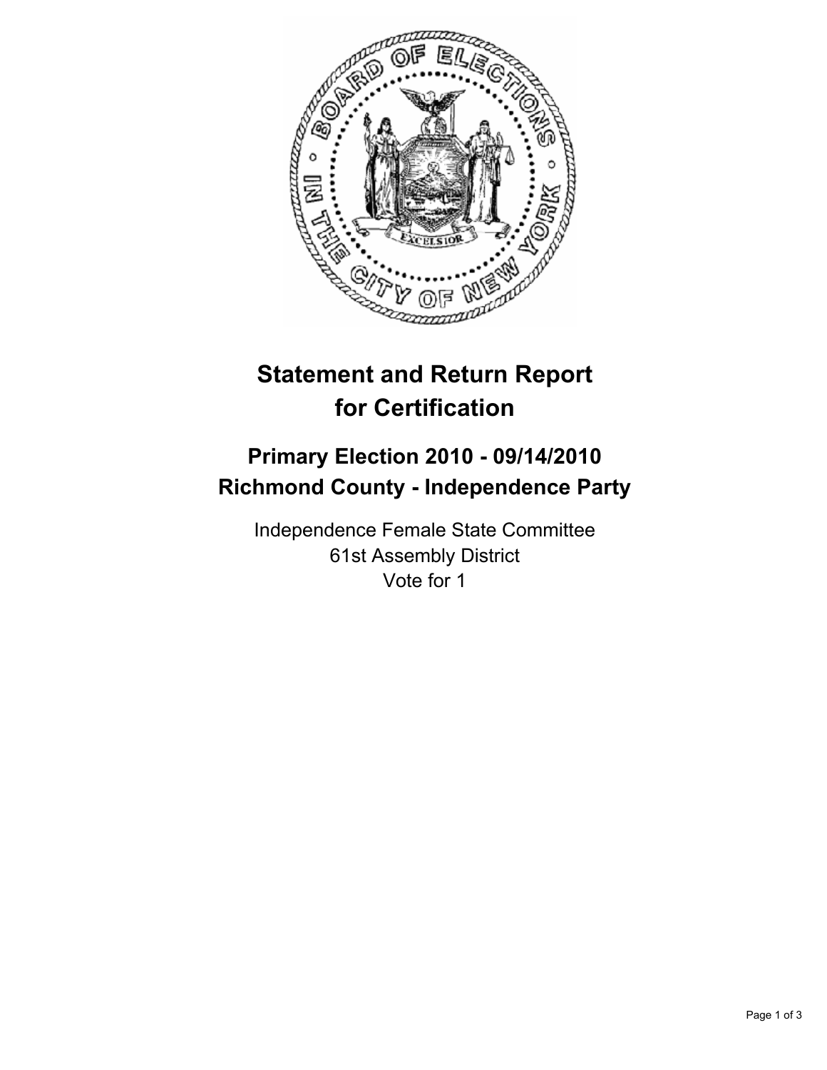# Statement and Return Report for Certification

## Primary Election 2010 - 09/14/2010
## Richmond County - Independence Party

Independence Female State Committee
61st Assembly District
Vote for 1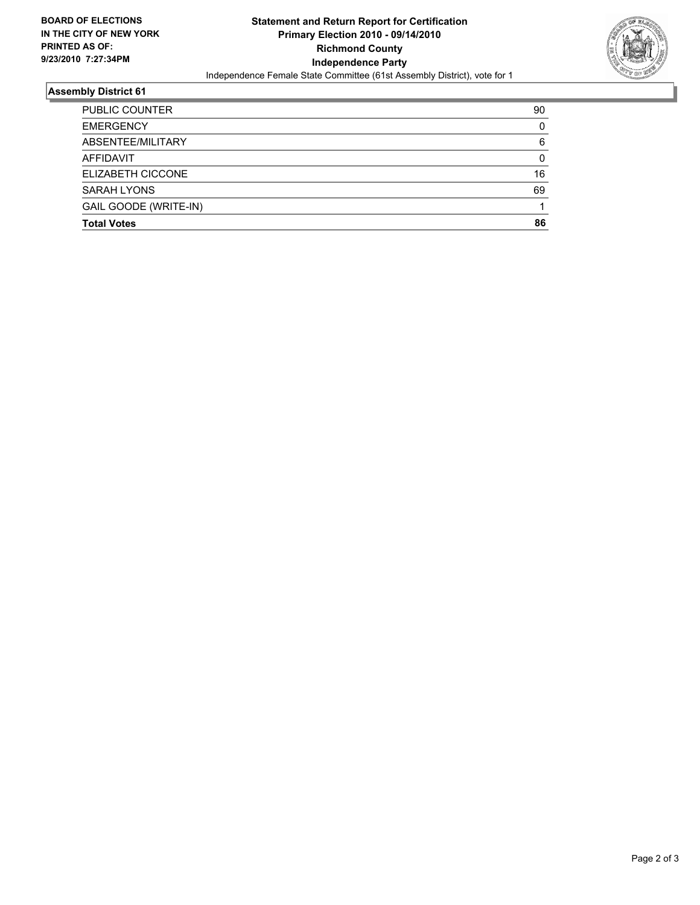**BOARD OF ELECTIONS IN THE CITY OF NEW YORK PRINTED AS OF: 9/23/2010 7:27:34PM**

# Statement and Return Report for Certification
## Primary Election 2010 - 09/14/2010
## Richmond County
## Independence Party

Independence Female State Committee (61st Assembly District), vote for 1

### Assembly District 61

| | |
|---|---|
| PUBLIC COUNTER | 90 |
| EMERGENCY | 0 |
| ABSENTEE/MILITARY | 6 |
| AFFIDAVIT | 0 |
| ELIZABETH CICCONE | 16 |
| SARAH LYONS | 69 |
| GAIL GOODE (WRITE-IN) | 1 |
| **Total Votes** | **86** |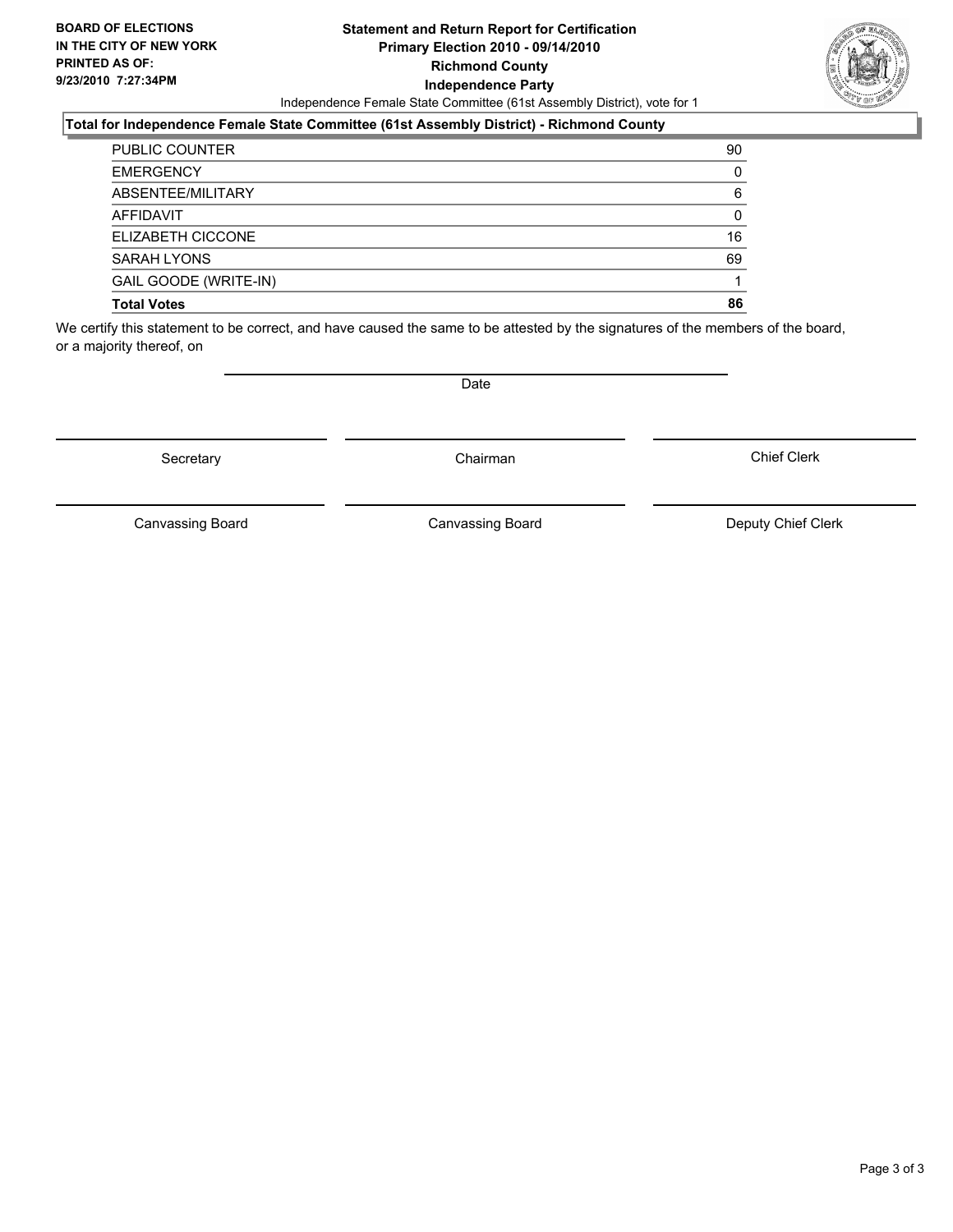**BOARD OF ELECTIONS IN THE CITY OF NEW YORK PRINTED AS OF: 9/23/2010 7:27:34PM**

**Statement and Return Report for Certification**
**Primary Election 2010 - 09/14/2010**
**Richmond County**
**Independence Party**

Independence Female State Committee (61st Assembly District), vote for 1

**Total for Independence Female State Committee (61st Assembly District) - Richmond County**

| | |
|---|---|
| PUBLIC COUNTER | 90 |
| EMERGENCY | 0 |
| ABSENTEE/MILITARY | 6 |
| AFFIDAVIT | 0 |
| ELIZABETH CICCONE | 16 |
| SARAH LYONS | 69 |
| GAIL GOODE (WRITE-IN) | 1 |
| **Total Votes** | **86** |

We certify this statement to be correct, and have caused the same to be attested by the signatures of the members of the board, or a majority thereof, on

Date

Secretary

Chairman

Chief Clerk

Canvassing Board

Canvassing Board

Deputy Chief Clerk